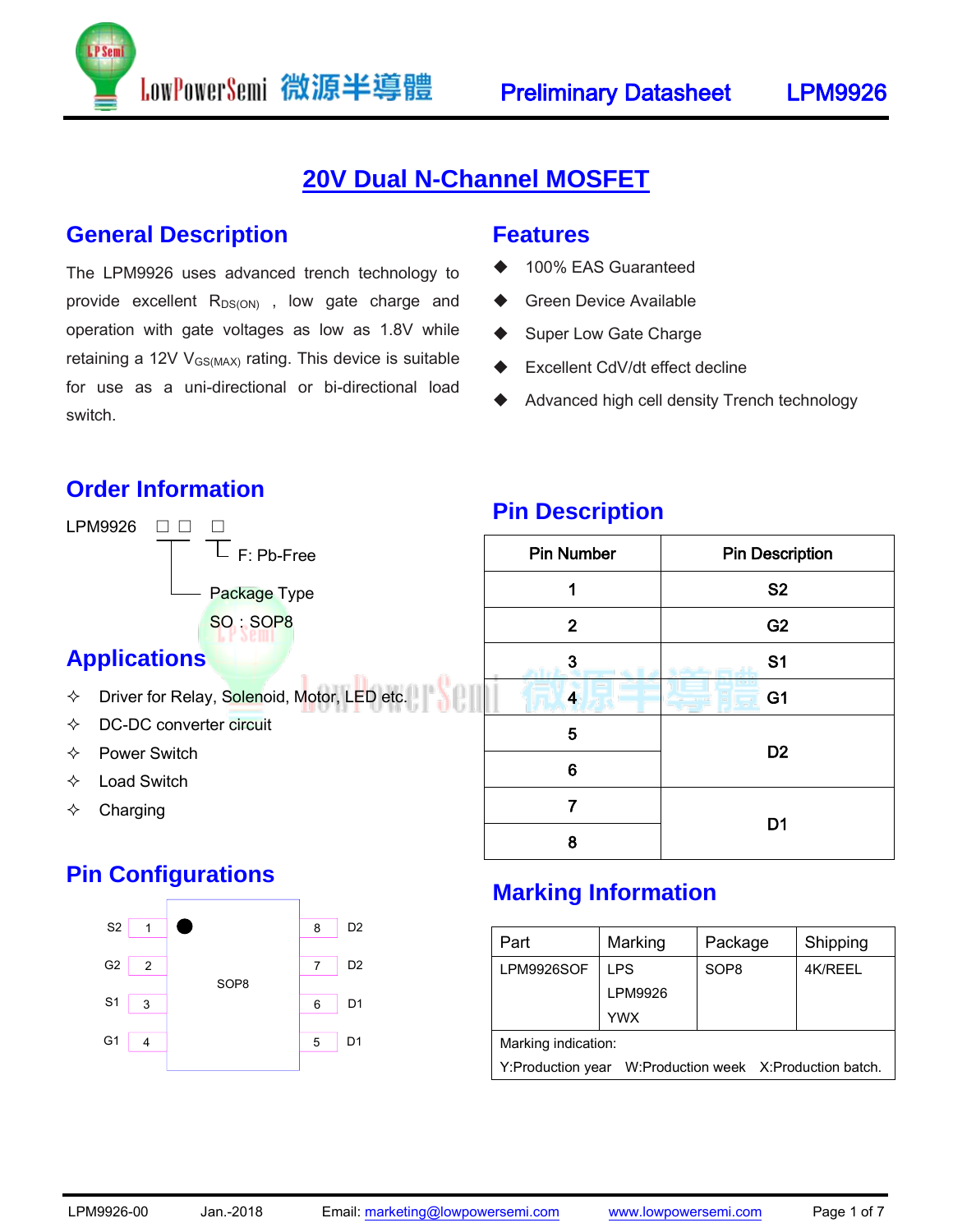# 20V Dual N-Channel MOSFET

## General Description

The LPM9926 uses advanced trench technology to provide excellent $R_{DS(ON)}$ , low gate charge and operation with gate voltages as low as 1.8V while retaining a 12V $V_{GS(MAX)}$ rating. This device is suitable for use as a uni-directional or bi-directional load switch.

## Features

- 100% EAS Guaranteed
- Green Device Available
- Super Low Gate Charge
- Excellent CdV/dt effect decline
- Advanced high cell density Trench technology

## Order Information

LPM9926 □□ □

- F: Pb-Free
- Package Type
  - SO : SOP8

## Applications

- Driver for Relay, Solenoid, Motor, LED etc.
- DC-DC converter circuit
- Power Switch
- Load Switch
- Charging

## Pin Description

| Pin Number | Pin Description |
|---|---|
| 1 | S2 |
| 2 | G2 |
| 3 | S1 |
| 4 | G1 |
| 5 | D2 |
| 6 | D2 |
| 7 | D1 |
| 8 | D1 |

## Pin Configurations

SOP8

| Pin | Name | Pin | Name |
|---|---|---|---|
| 1 | S2 | 8 | D2 |
| 2 | G2 | 7 | D2 |
| 3 | S1 | 6 | D1 |
| 4 | G1 | 5 | D1 |

## Marking Information

| Part | Marking | Package | Shipping |
|---|---|---|---|
| LPM9926SOF | LPS<br>LPM9926<br>YWX | SOP8 | 4K/REEL |

Marking indication:
Y:Production year W:Production week X:Production batch.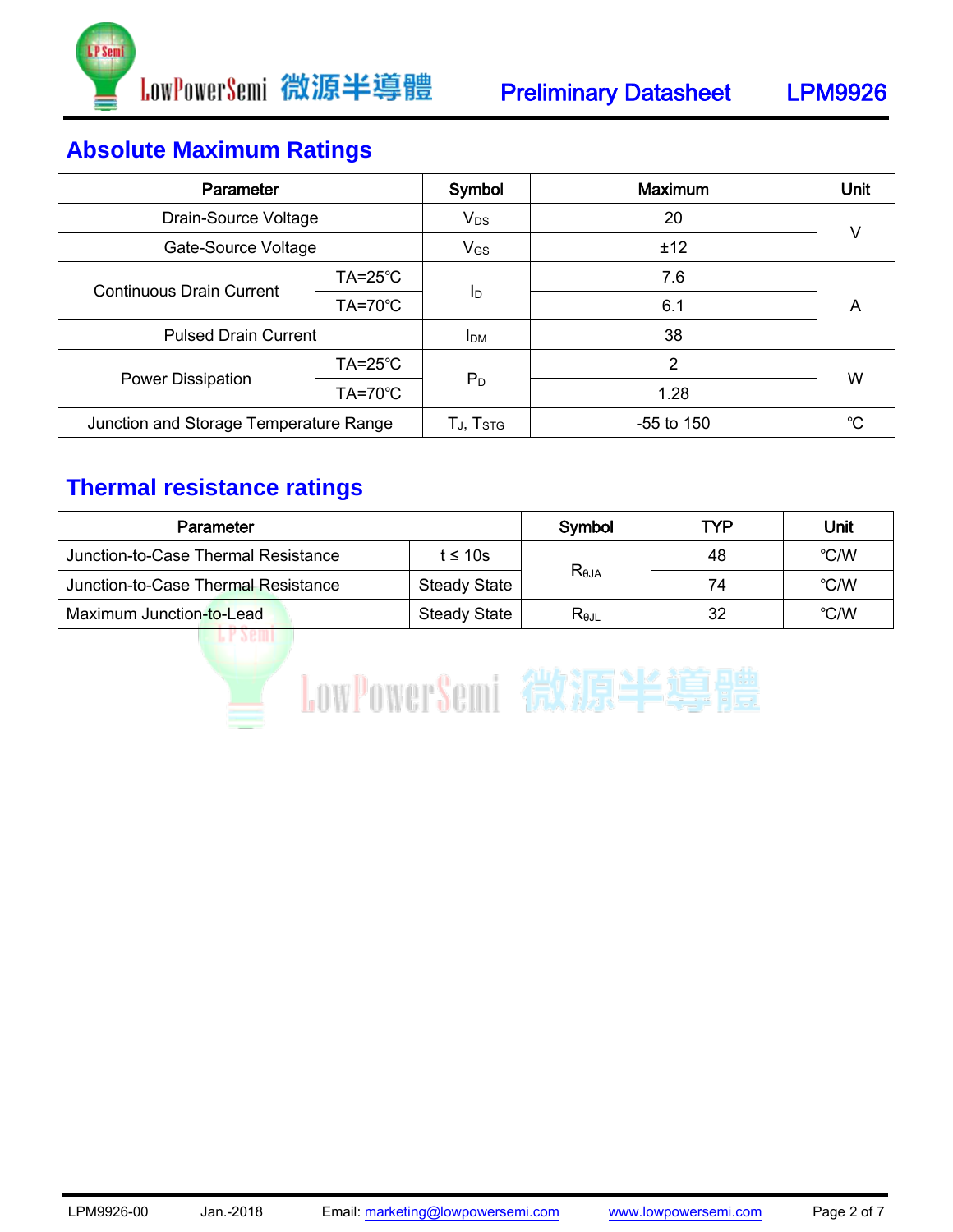## Absolute Maximum Ratings

| Parameter | | Symbol | Maximum | Unit |
|---|---|---|---|---|
| Drain-Source Voltage | | $V_{DS}$ | 20 | V |
| Gate-Source Voltage | | $V_{GS}$ | ±12 | |
| Continuous Drain Current | TA=25℃ | $I_D$ | 7.6 | A |
| | TA=70℃ | | 6.1 | |
| Pulsed Drain Current | | $I_{DM}$ | 38 | |
| Power Dissipation | TA=25℃ | $P_D$ | 2 | W |
| | TA=70℃ | | 1.28 | |
| Junction and Storage Temperature Range | | $T_J$, $T_{STG}$ | -55 to 150 | ℃ |

## Thermal resistance ratings

| Parameter | | Symbol | TYP | Unit |
|---|---|---|---|---|
| Junction-to-Case Thermal Resistance | t ≤ 10s | $R_{\theta JA}$ | 48 | ℃/W |
| Junction-to-Case Thermal Resistance | Steady State | | 74 | ℃/W |
| Maximum Junction-to-Lead | Steady State | $R_{\theta JL}$ | 32 | ℃/W |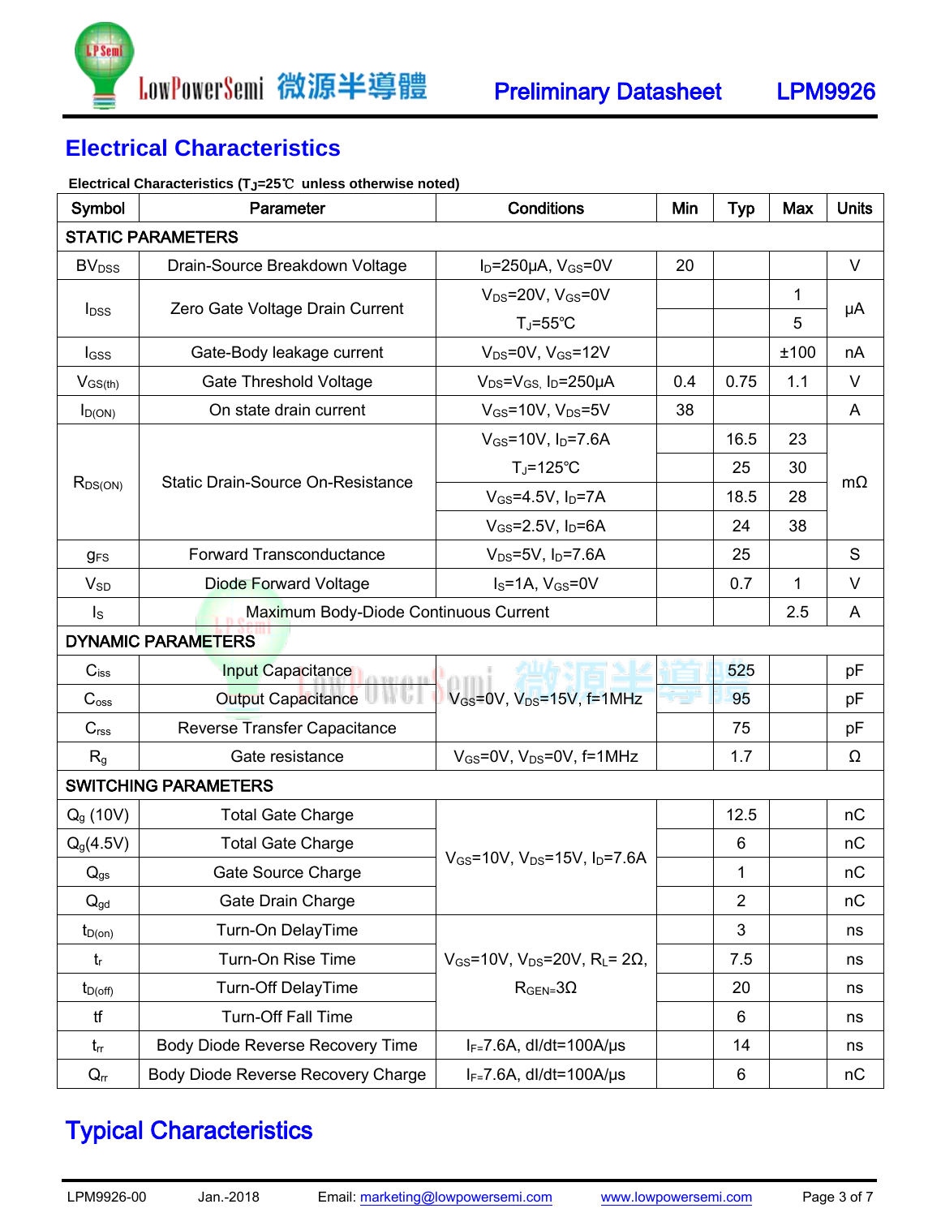## Electrical Characteristics

**Electrical Characteristics ($T_J$=25℃ unless otherwise noted)**

| Symbol | Parameter | Conditions | Min | Typ | Max | Units |
|---|---|---|---|---|---|---|
| **STATIC PARAMETERS** | | | | | | |
| $BV_{DSS}$ | Drain-Source Breakdown Voltage | $I_D$=250μA, $V_{GS}$=0V | 20 | | | V |
| $I_{DSS}$ | Zero Gate Voltage Drain Current | $V_{DS}$=20V, $V_{GS}$=0V | | | 1 | μA |
| | | $T_J$=55℃ | | | 5 | |
| $I_{GSS}$ | Gate-Body leakage current | $V_{DS}$=0V, $V_{GS}$=12V | | | ±100 | nA |
| $V_{GS(th)}$ | Gate Threshold Voltage | $V_{DS}$=$V_{GS}$, $I_D$=250μA | 0.4 | 0.75 | 1.1 | V |
| $I_{D(ON)}$ | On state drain current | $V_{GS}$=10V, $V_{DS}$=5V | 38 | | | A |
| $R_{DS(ON)}$ | Static Drain-Source On-Resistance | $V_{GS}$=10V, $I_D$=7.6A | | 16.5 | 23 | mΩ |
| | | $T_J$=125℃ | | 25 | 30 | |
| | | $V_{GS}$=4.5V, $I_D$=7A | | 18.5 | 28 | |
| | | $V_{GS}$=2.5V, $I_D$=6A | | 24 | 38 | |
| $g_{FS}$ | Forward Transconductance | $V_{DS}$=5V, $I_D$=7.6A | | 25 | | S |
| $V_{SD}$ | Diode Forward Voltage | $I_S$=1A, $V_{GS}$=0V | | 0.7 | 1 | V |
| $I_S$ | Maximum Body-Diode Continuous Current | | | | 2.5 | A |
| **DYNAMIC PARAMETERS** | | | | | | |
| $C_{iss}$ | Input Capacitance | $V_{GS}$=0V, $V_{DS}$=15V, f=1MHz | | 525 | | pF |
| $C_{oss}$ | Output Capacitance | | | 95 | | pF |
| $C_{rss}$ | Reverse Transfer Capacitance | | | 75 | | pF |
| $R_g$ | Gate resistance | $V_{GS}$=0V, $V_{DS}$=0V, f=1MHz | | 1.7 | | Ω |
| **SWITCHING PARAMETERS** | | | | | | |
| $Q_g$ (10V) | Total Gate Charge | $V_{GS}$=10V, $V_{DS}$=15V, $I_D$=7.6A | | 12.5 | | nC |
| $Q_g$(4.5V) | Total Gate Charge | | | 6 | | nC |
| $Q_{gs}$ | Gate Source Charge | | | 1 | | nC |
| $Q_{gd}$ | Gate Drain Charge | | | 2 | | nC |
| $t_{D(on)}$ | Turn-On DelayTime | $V_{GS}$=10V, $V_{DS}$=20V, $R_L$= 2Ω, $R_{GEN}$=3Ω | | 3 | | ns |
| $t_r$ | Turn-On Rise Time | | | 7.5 | | ns |
| $t_{D(off)}$ | Turn-Off DelayTime | | | 20 | | ns |
| tf | Turn-Off Fall Time | | | 6 | | ns |
| $t_{rr}$ | Body Diode Reverse Recovery Time | $I_F$=7.6A, dI/dt=100A/μs | | 14 | | ns |
| $Q_{rr}$ | Body Diode Reverse Recovery Charge | $I_F$=7.6A, dI/dt=100A/μs | | 6 | | nC |

## Typical Characteristics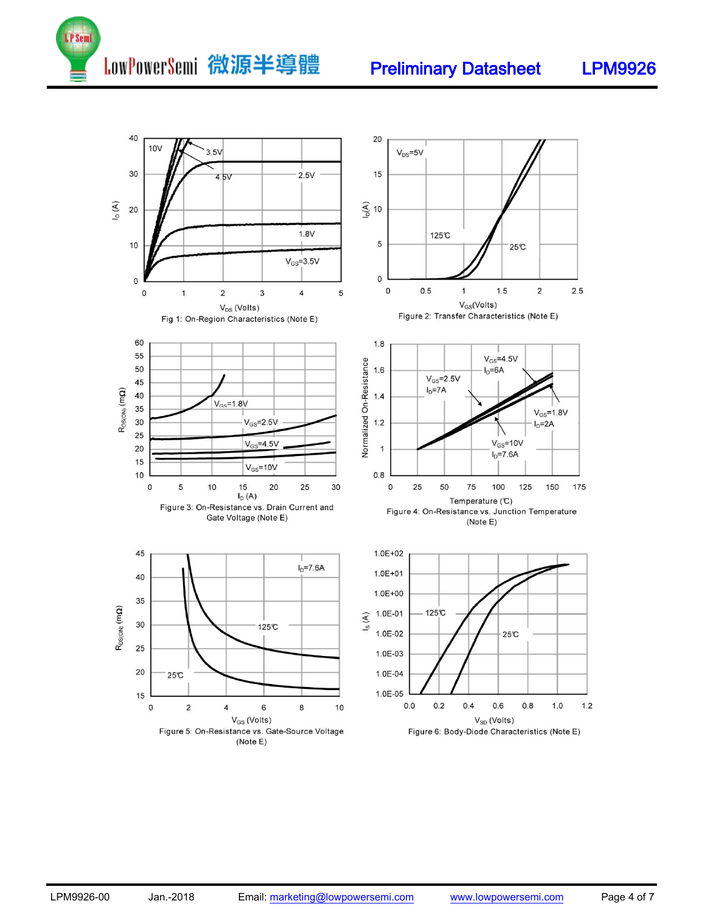Fig 1: On-Region Characteristics (Note E)

Figure 2: Transfer Characteristics (Note E)

Figure 3: On-Resistance vs. Drain Current and Gate Voltage (Note E)

Figure 4: On-Resistance vs. Junction Temperature (Note E)

Figure 5: On-Resistance vs. Gate-Source Voltage (Note E)

Figure 6: Body-Diode Characteristics (Note E)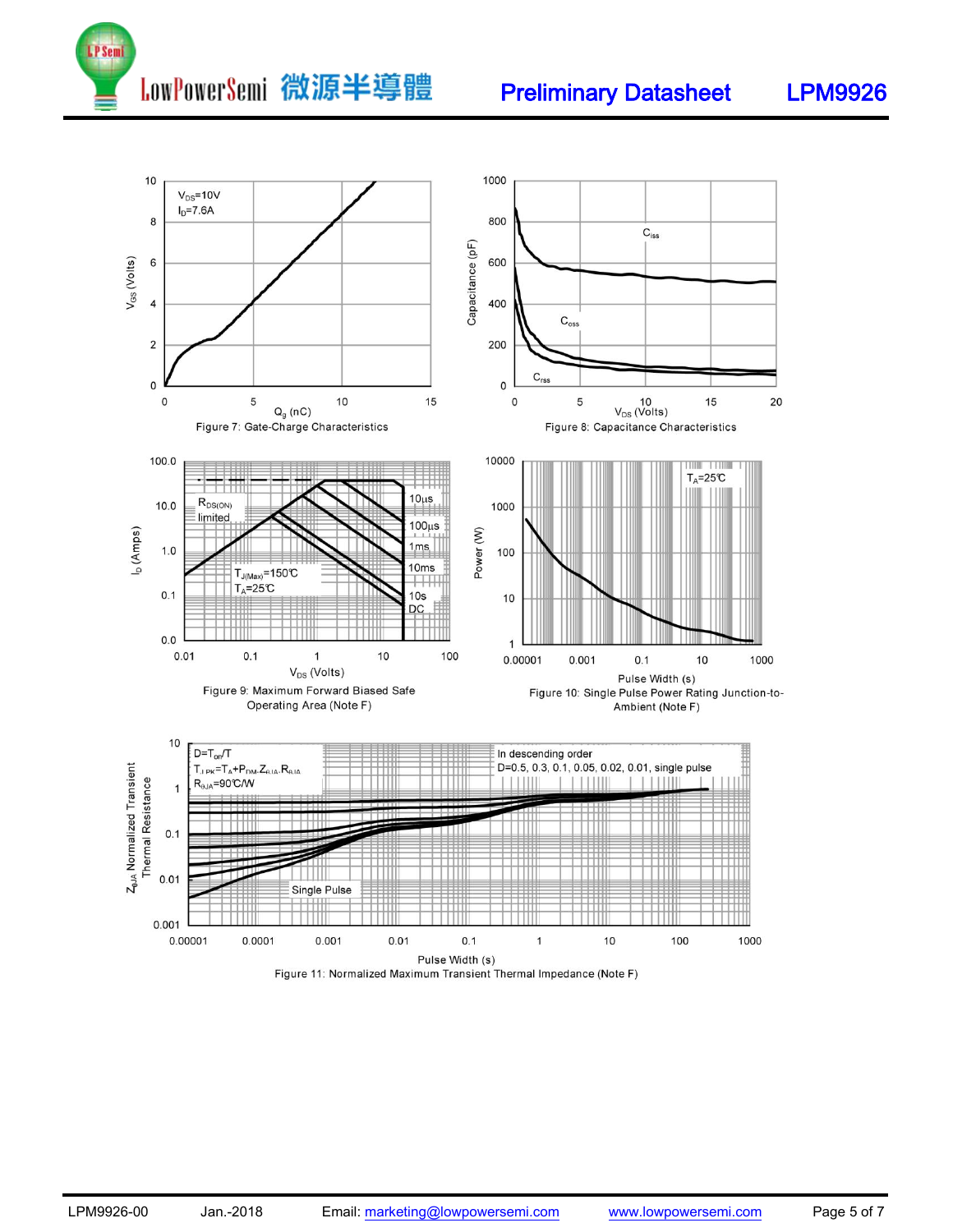Figure 7: Gate-Charge Characteristics

Figure 8: Capacitance Characteristics

Figure 9: Maximum Forward Biased Safe Operating Area (Note F)

Figure 10: Single Pulse Power Rating Junction-to-Ambient (Note F)

Figure 11: Normalized Maximum Transient Thermal Impedance (Note F)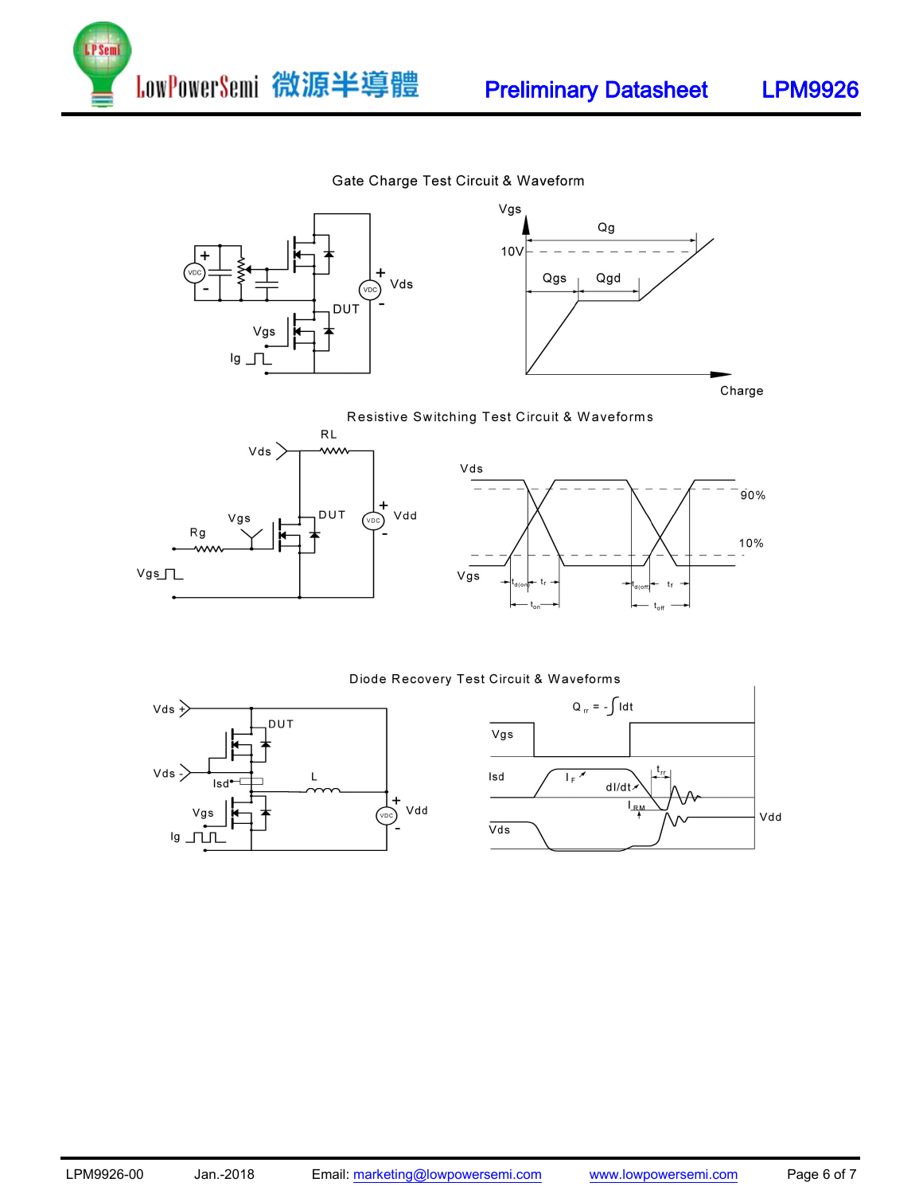## Gate Charge Test Circuit & Waveform

## Resistive Switching Test Circuit & Waveforms

## Diode Recovery Test Circuit & Waveforms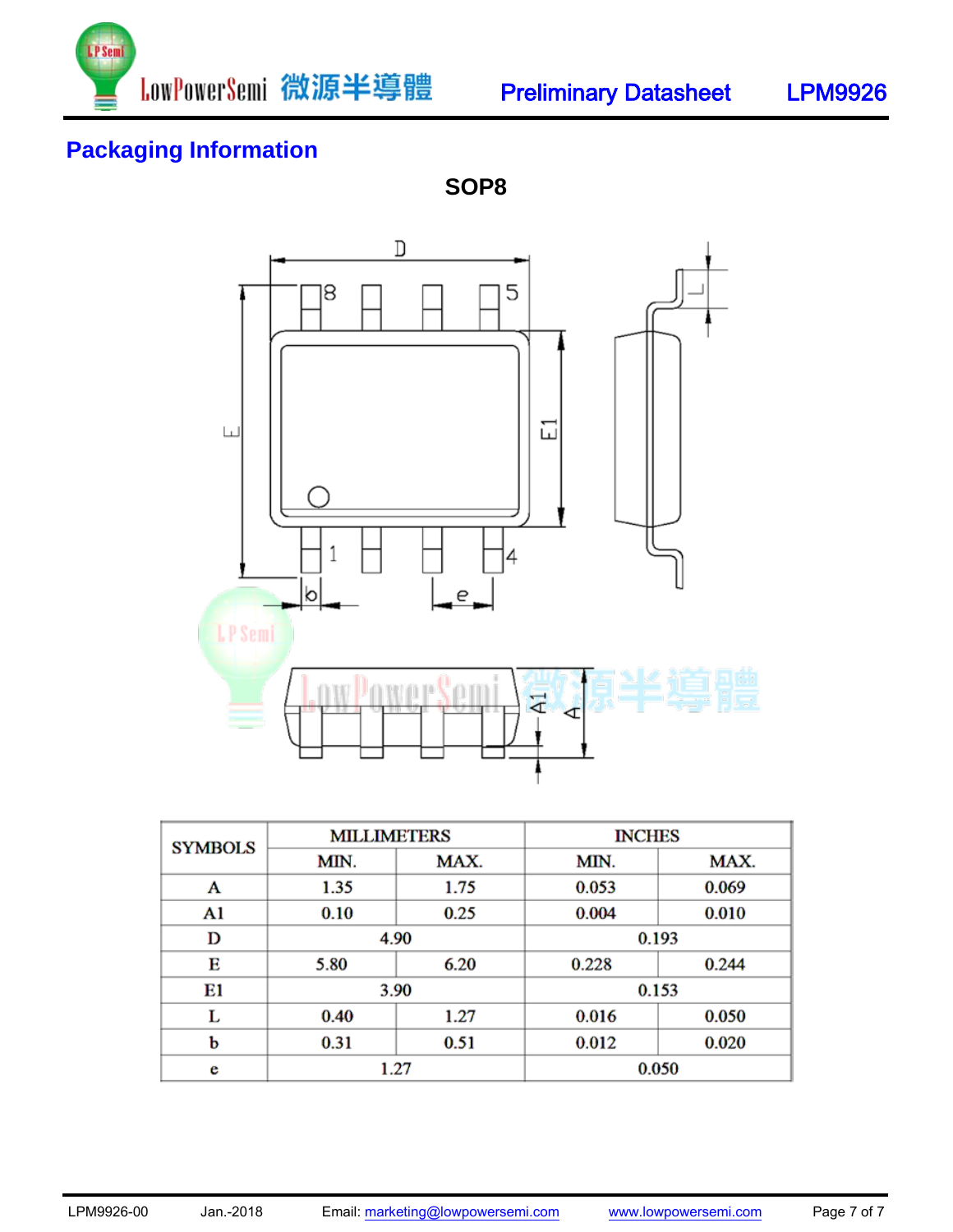## Packaging Information

### SOP8

D

8 5

E E1

1 4

b e

L

A1 A

| SYMBOLS | MILLIMETERS | | INCHES | |
|---|---|---|---|---|
| | MIN. | MAX. | MIN. | MAX. |
| A | 1.35 | 1.75 | 0.053 | 0.069 |
| A1 | 0.10 | 0.25 | 0.004 | 0.010 |
| D | 4.90 | | 0.193 | |
| E | 5.80 | 6.20 | 0.228 | 0.244 |
| E1 | 3.90 | | 0.153 | |
| L | 0.40 | 1.27 | 0.016 | 0.050 |
| b | 0.31 | 0.51 | 0.012 | 0.020 |
| e | 1.27 | | 0.050 | |